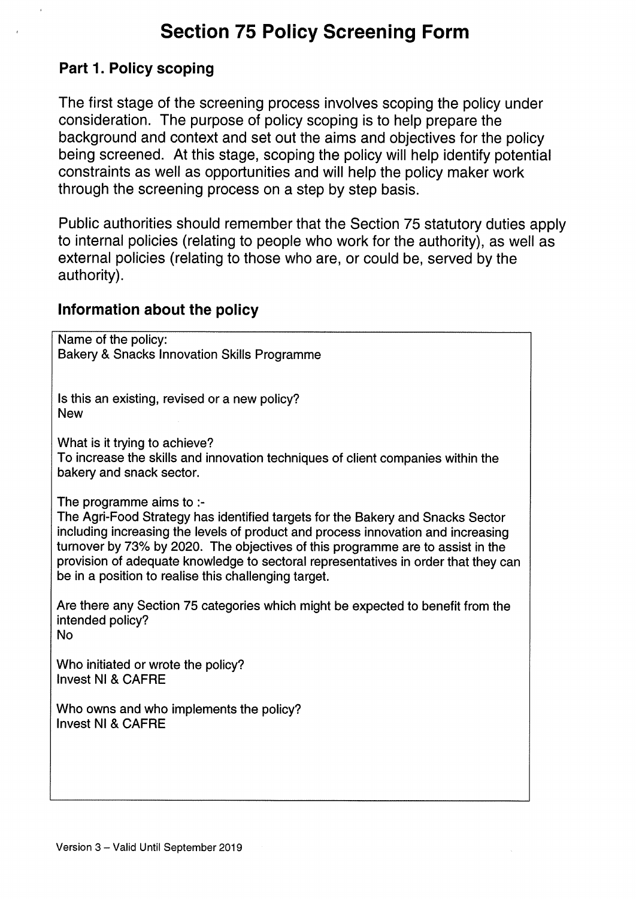# Section 75 Policy Screening Form

## Part 1. Policy scoping

The first stage of the screening process involves scoping the policy under consideration. The purpose of policy scoping is to help prepare the background and context and set out the aims and objectives for the policy being screened. At this stage, scoping the policy will help identify potential constraints as well as opportunities and will help the policy maker work through the screening process on a step by step basis.

Public authorities should remember that the Section 75 statutory duties apply to internal policies (relating to people who work for the authority), as well as external policies (relating to those who are, or could be, served by the authority).

## Information about the policy

Name of the policy:
Bakery & Snacks Innovation Skills Programme

Is this an existing, revised or a new policy?
New

What is it trying to achieve?
To increase the skills and innovation techniques of client companies within the bakery and snack sector.

The programme aims to :-
The Agri-Food Strategy has identified targets for the Bakery and Snacks Sector including increasing the levels of product and process innovation and increasing turnover by 73% by 2020. The objectives of this programme are to assist in the provision of adequate knowledge to sectoral representatives in order that they can be in a position to realise this challenging target.

Are there any Section 75 categories which might be expected to benefit from the intended policy?
No

Who initiated or wrote the policy?
Invest NI & CAFRE

Who owns and who implements the policy?
Invest NI & CAFRE

Version 3 – Valid Until September 2019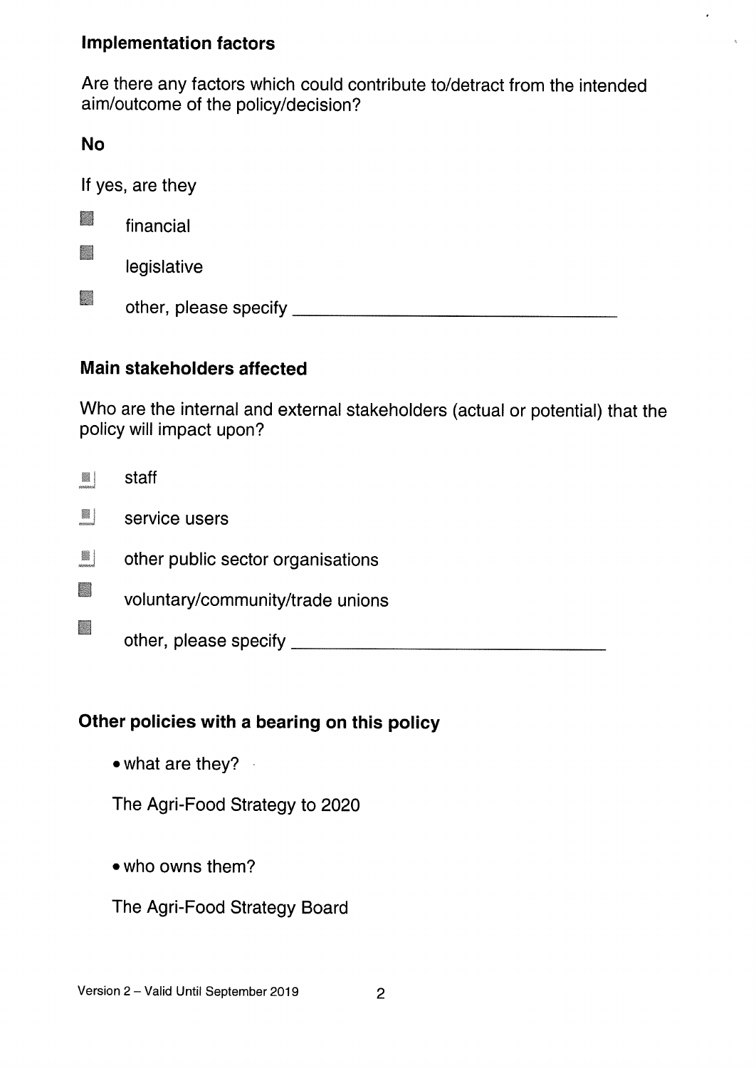## Implementation factors

Are there any factors which could contribute to/detract from the intended aim/outcome of the policy/decision?

**No**

If yes, are they

- ☐ financial
- ☐ legislative
- ☐ other, please specify ______________________

## Main stakeholders affected

Who are the internal and external stakeholders (actual or potential) that the policy will impact upon?

- ☐ staff
- ☐ service users
- ☐ other public sector organisations
- ☐ voluntary/community/trade unions
- ☐ other, please specify ______________________

## Other policies with a bearing on this policy

- what are they?

  The Agri-Food Strategy to 2020

- who owns them?

  The Agri-Food Strategy Board

Version 2 – Valid Until September 2019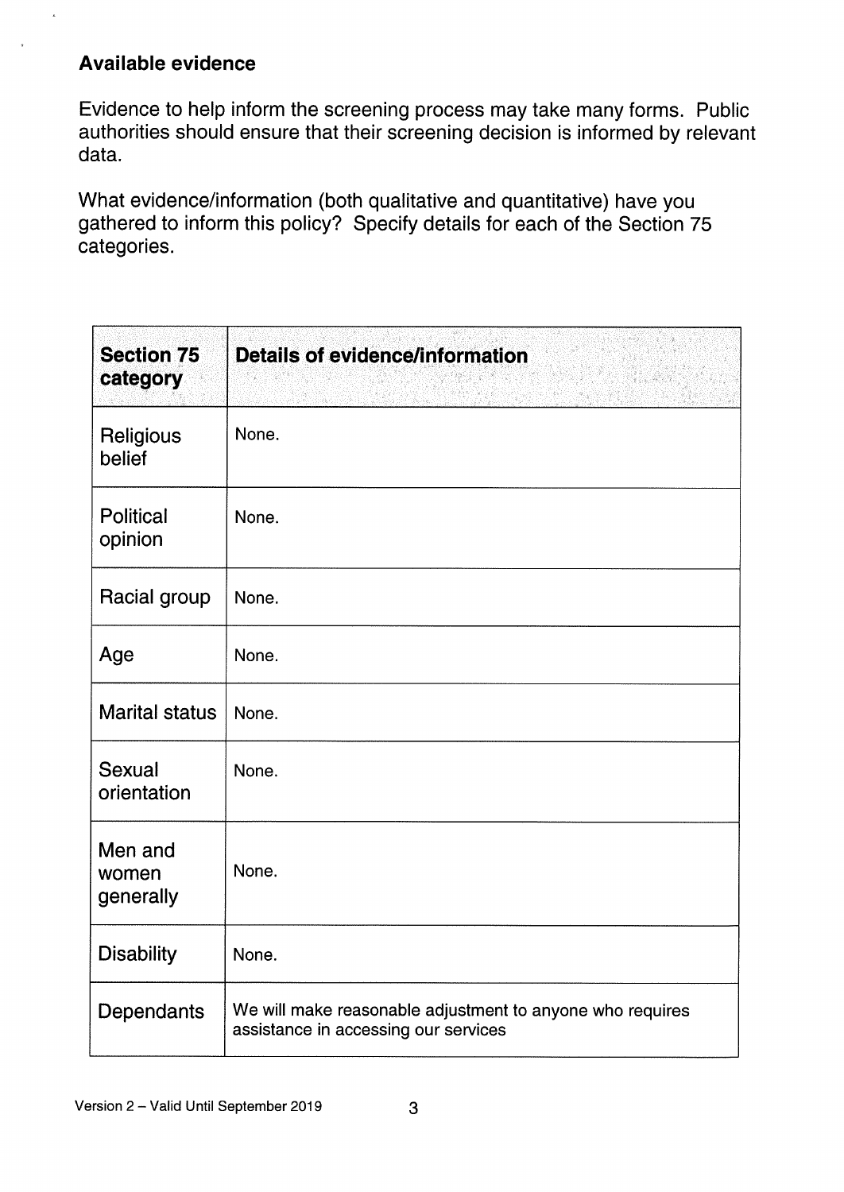**Available evidence**

Evidence to help inform the screening process may take many forms. Public authorities should ensure that their screening decision is informed by relevant data.

What evidence/information (both qualitative and quantitative) have you gathered to inform this policy? Specify details for each of the Section 75 categories.

| Section 75 category | Details of evidence/information |
|---|---|
| Religious belief | None. |
| Political opinion | None. |
| Racial group | None. |
| Age | None. |
| Marital status | None. |
| Sexual orientation | None. |
| Men and women generally | None. |
| Disability | None. |
| Dependants | We will make reasonable adjustment to anyone who requires assistance in accessing our services |

Version 2 – Valid Until September 2019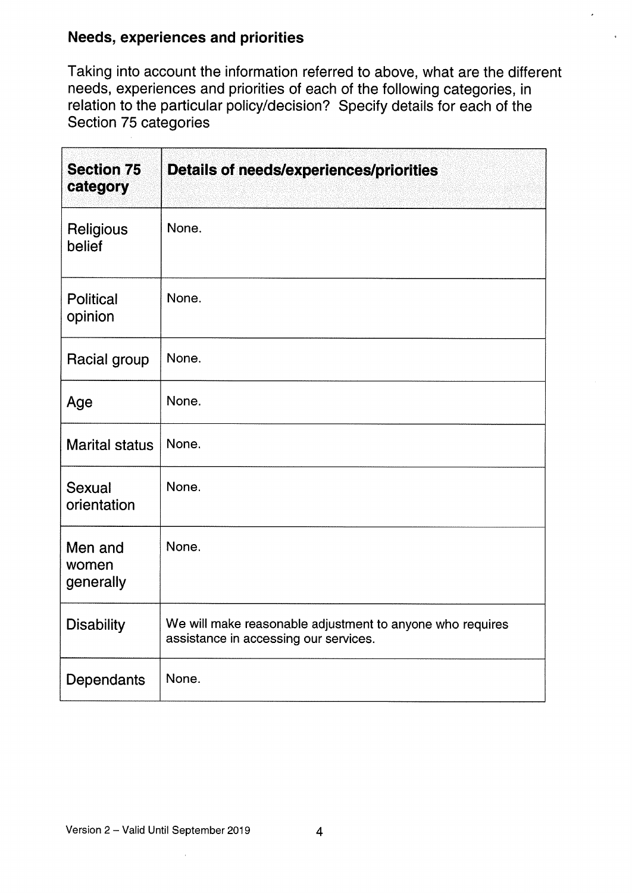**Needs, experiences and priorities**

Taking into account the information referred to above, what are the different needs, experiences and priorities of each of the following categories, in relation to the particular policy/decision? Specify details for each of the Section 75 categories

| Section 75 category | Details of needs/experiences/priorities |
| --- | --- |
| Religious belief | None. |
| Political opinion | None. |
| Racial group | None. |
| Age | None. |
| Marital status | None. |
| Sexual orientation | None. |
| Men and women generally | None. |
| Disability | We will make reasonable adjustment to anyone who requires assistance in accessing our services. |
| Dependants | None. |

Version 2 – Valid Until September 2019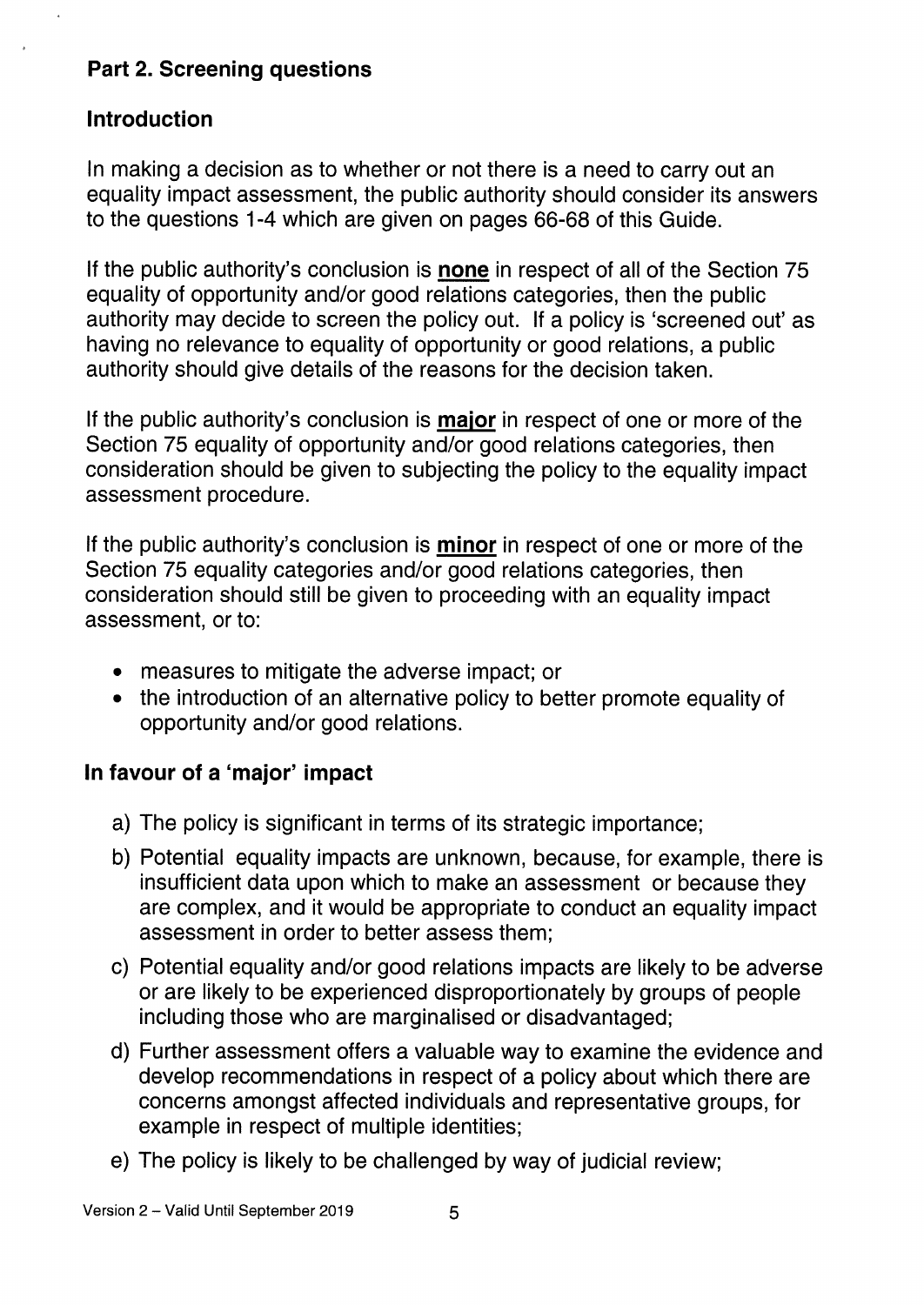## Part 2. Screening questions

### Introduction

In making a decision as to whether or not there is a need to carry out an equality impact assessment, the public authority should consider its answers to the questions 1-4 which are given on pages 66-68 of this Guide.

If the public authority's conclusion is **none** in respect of all of the Section 75 equality of opportunity and/or good relations categories, then the public authority may decide to screen the policy out. If a policy is 'screened out' as having no relevance to equality of opportunity or good relations, a public authority should give details of the reasons for the decision taken.

If the public authority's conclusion is **major** in respect of one or more of the Section 75 equality of opportunity and/or good relations categories, then consideration should be given to subjecting the policy to the equality impact assessment procedure.

If the public authority's conclusion is **minor** in respect of one or more of the Section 75 equality categories and/or good relations categories, then consideration should still be given to proceeding with an equality impact assessment, or to:

- measures to mitigate the adverse impact; or
- the introduction of an alternative policy to better promote equality of opportunity and/or good relations.

### In favour of a 'major' impact

a) The policy is significant in terms of its strategic importance;

b) Potential equality impacts are unknown, because, for example, there is insufficient data upon which to make an assessment or because they are complex, and it would be appropriate to conduct an equality impact assessment in order to better assess them;

c) Potential equality and/or good relations impacts are likely to be adverse or are likely to be experienced disproportionately by groups of people including those who are marginalised or disadvantaged;

d) Further assessment offers a valuable way to examine the evidence and develop recommendations in respect of a policy about which there are concerns amongst affected individuals and representative groups, for example in respect of multiple identities;

e) The policy is likely to be challenged by way of judicial review;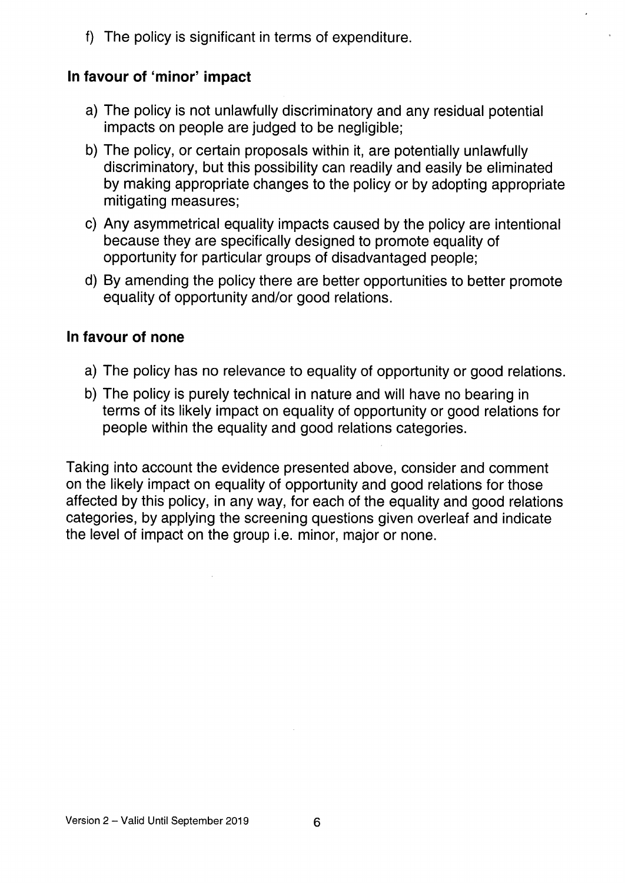f) The policy is significant in terms of expenditure.

### In favour of 'minor' impact

a) The policy is not unlawfully discriminatory and any residual potential impacts on people are judged to be negligible;

b) The policy, or certain proposals within it, are potentially unlawfully discriminatory, but this possibility can readily and easily be eliminated by making appropriate changes to the policy or by adopting appropriate mitigating measures;

c) Any asymmetrical equality impacts caused by the policy are intentional because they are specifically designed to promote equality of opportunity for particular groups of disadvantaged people;

d) By amending the policy there are better opportunities to better promote equality of opportunity and/or good relations.

### In favour of none

a) The policy has no relevance to equality of opportunity or good relations.

b) The policy is purely technical in nature and will have no bearing in terms of its likely impact on equality of opportunity or good relations for people within the equality and good relations categories.

Taking into account the evidence presented above, consider and comment on the likely impact on equality of opportunity and good relations for those affected by this policy, in any way, for each of the equality and good relations categories, by applying the screening questions given overleaf and indicate the level of impact on the group i.e. minor, major or none.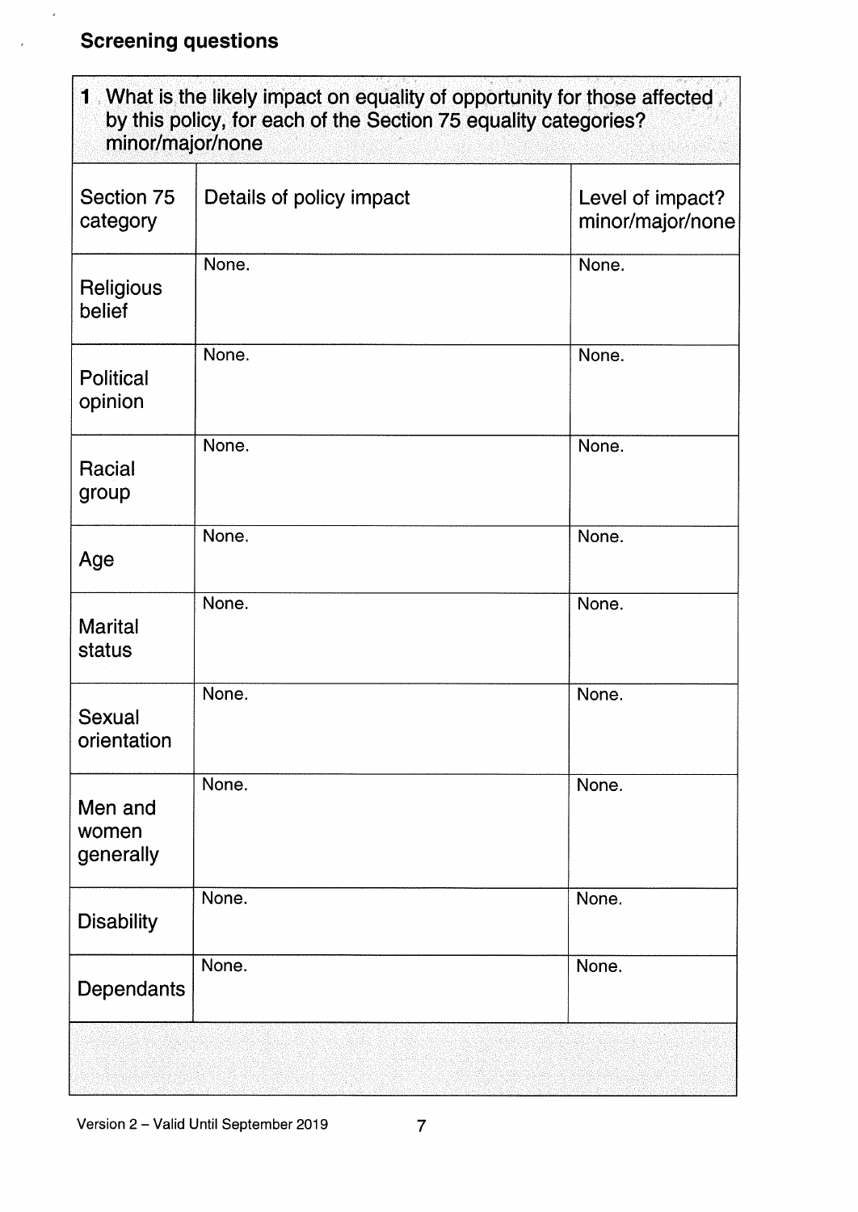## Screening questions

| **1** What is the likely impact on equality of opportunity for those affected by this policy, for each of the Section 75 equality categories? minor/major/none | | |
|---|---|---|
| Section 75 category | Details of policy impact | Level of impact? minor/major/none |
| Religious belief | None. | None. |
| Political opinion | None. | None. |
| Racial group | None. | None. |
| Age | None. | None. |
| Marital status | None. | None. |
| Sexual orientation | None. | None. |
| Men and women generally | None. | None. |
| Disability | None. | None. |
| Dependants | None. | None. |

Version 2 – Valid Until September 2019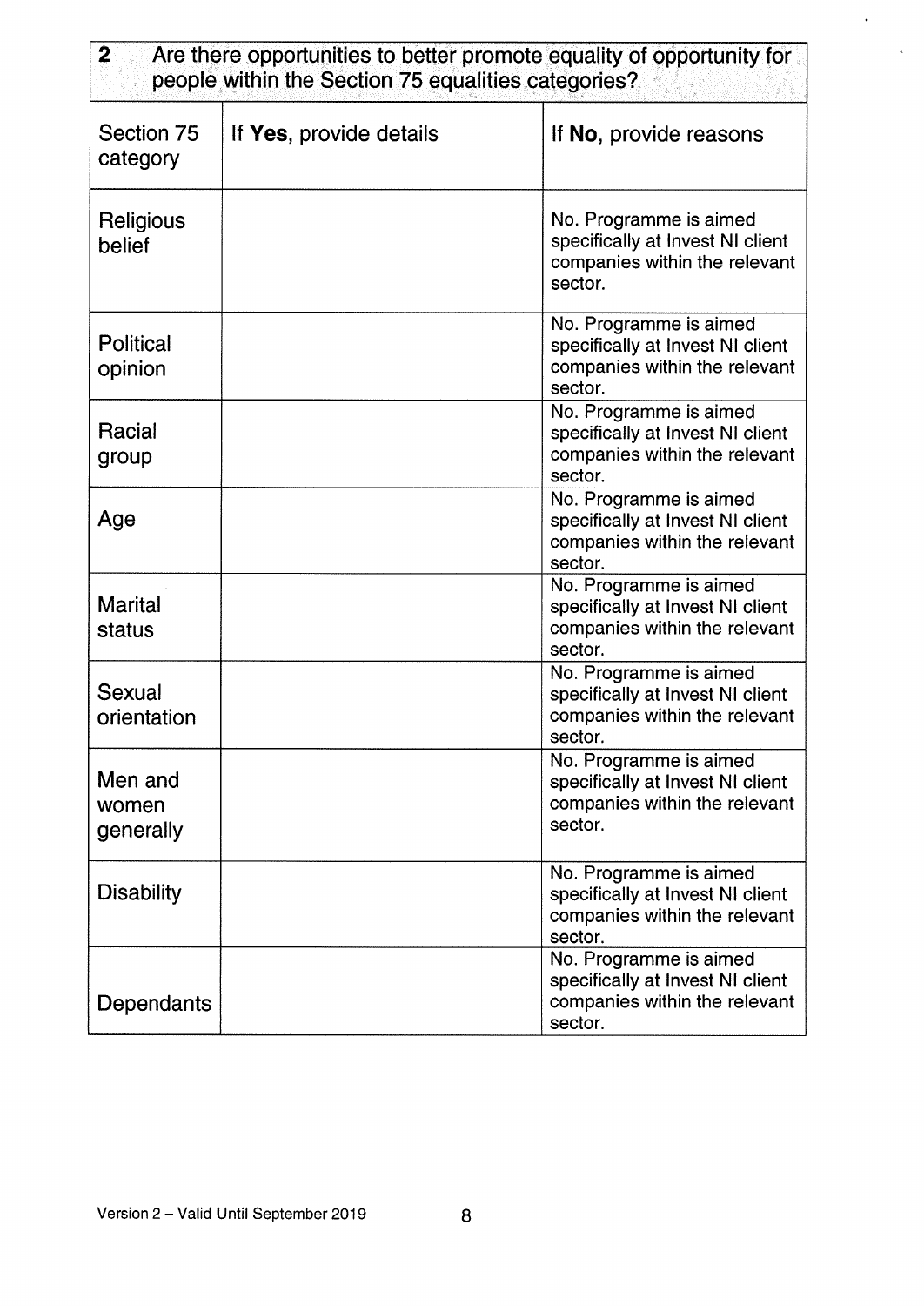| 2 Are there opportunities to better promote equality of opportunity for people within the Section 75 equalities categories? | | |
|---|---|---|
| Section 75 category | If **Yes**, provide details | If **No**, provide reasons |
| Religious belief | | No. Programme is aimed specifically at Invest NI client companies within the relevant sector. |
| Political opinion | | No. Programme is aimed specifically at Invest NI client companies within the relevant sector. |
| Racial group | | No. Programme is aimed specifically at Invest NI client companies within the relevant sector. |
| Age | | No. Programme is aimed specifically at Invest NI client companies within the relevant sector. |
| Marital status | | No. Programme is aimed specifically at Invest NI client companies within the relevant sector. |
| Sexual orientation | | No. Programme is aimed specifically at Invest NI client companies within the relevant sector. |
| Men and women generally | | No. Programme is aimed specifically at Invest NI client companies within the relevant sector. |
| Disability | | No. Programme is aimed specifically at Invest NI client companies within the relevant sector. |
| Dependants | | No. Programme is aimed specifically at Invest NI client companies within the relevant sector. |

Version 2 – Valid Until September 2019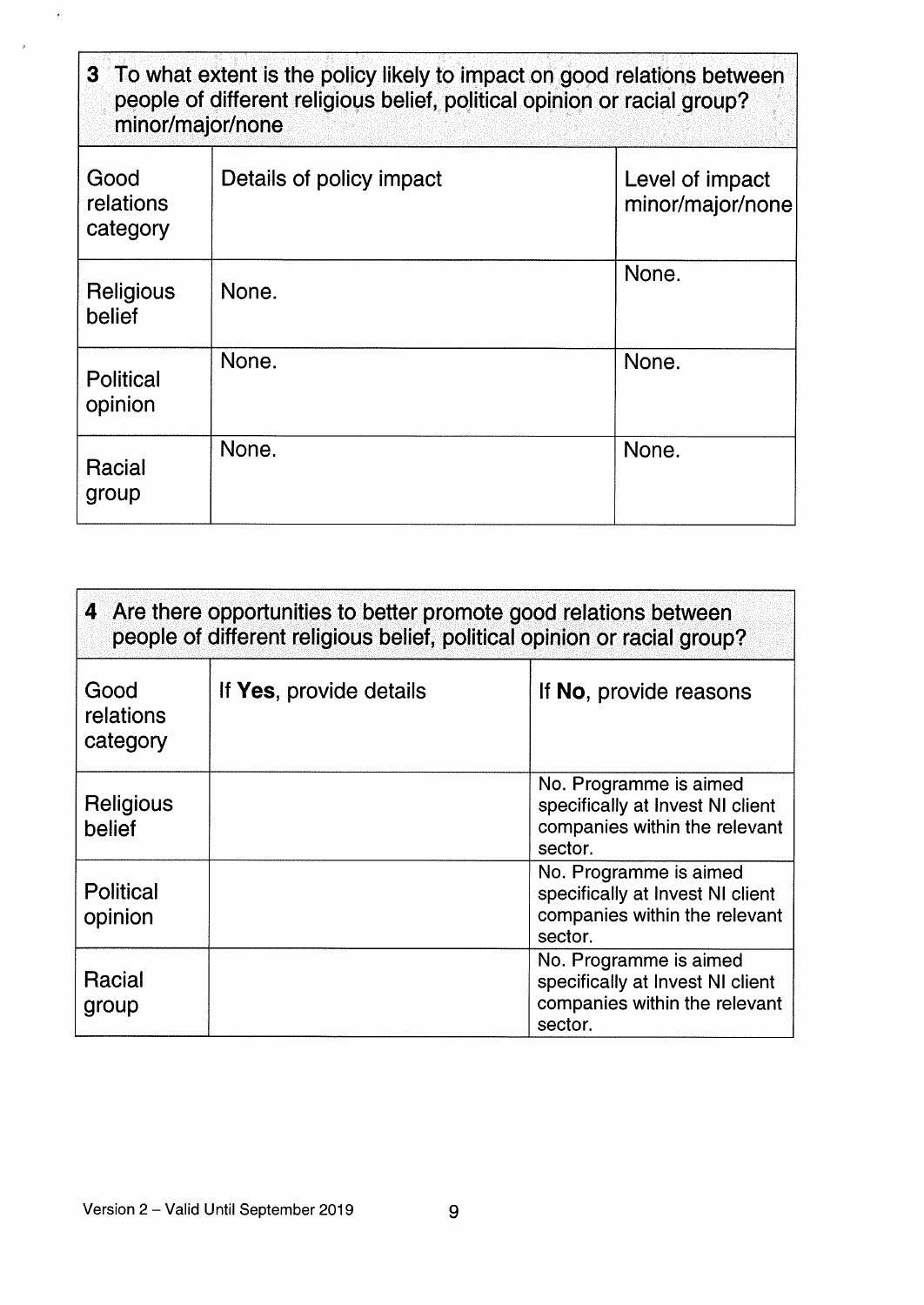| **3** To what extent is the policy likely to impact on good relations between people of different religious belief, political opinion or racial group? minor/major/none | | |
|---|---|---|
| Good relations category | Details of policy impact | Level of impact minor/major/none |
| Religious belief | None. | None. |
| Political opinion | None. | None. |
| Racial group | None. | None. |

| **4** Are there opportunities to better promote good relations between people of different religious belief, political opinion or racial group? | | |
|---|---|---|
| Good relations category | If **Yes**, provide details | If **No**, provide reasons |
| Religious belief | | No. Programme is aimed specifically at Invest NI client companies within the relevant sector. |
| Political opinion | | No. Programme is aimed specifically at Invest NI client companies within the relevant sector. |
| Racial group | | No. Programme is aimed specifically at Invest NI client companies within the relevant sector. |

Version 2 – Valid Until September 2019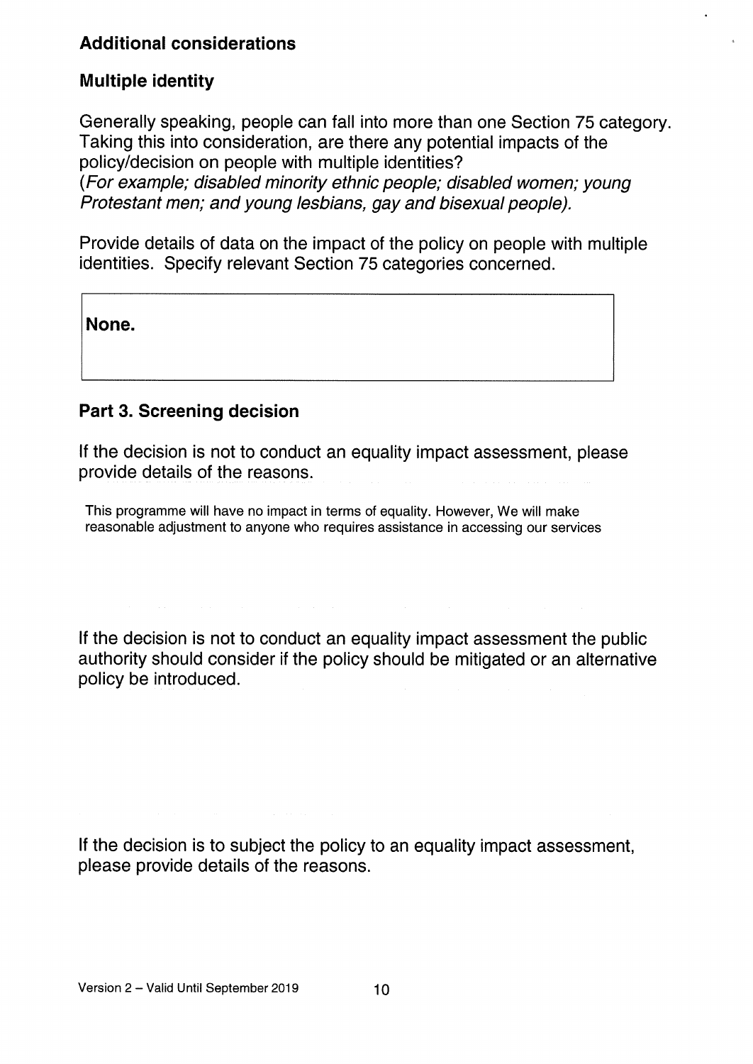## Additional considerations

### Multiple identity

Generally speaking, people can fall into more than one Section 75 category. Taking this into consideration, are there any potential impacts of the policy/decision on people with multiple identities?
*(For example; disabled minority ethnic people; disabled women; young Protestant men; and young lesbians, gay and bisexual people).*

Provide details of data on the impact of the policy on people with multiple identities. Specify relevant Section 75 categories concerned.

**None.**

### Part 3. Screening decision

If the decision is not to conduct an equality impact assessment, please provide details of the reasons.

This programme will have no impact in terms of equality. However, We will make reasonable adjustment to anyone who requires assistance in accessing our services

If the decision is not to conduct an equality impact assessment the public authority should consider if the policy should be mitigated or an alternative policy be introduced.

If the decision is to subject the policy to an equality impact assessment, please provide details of the reasons.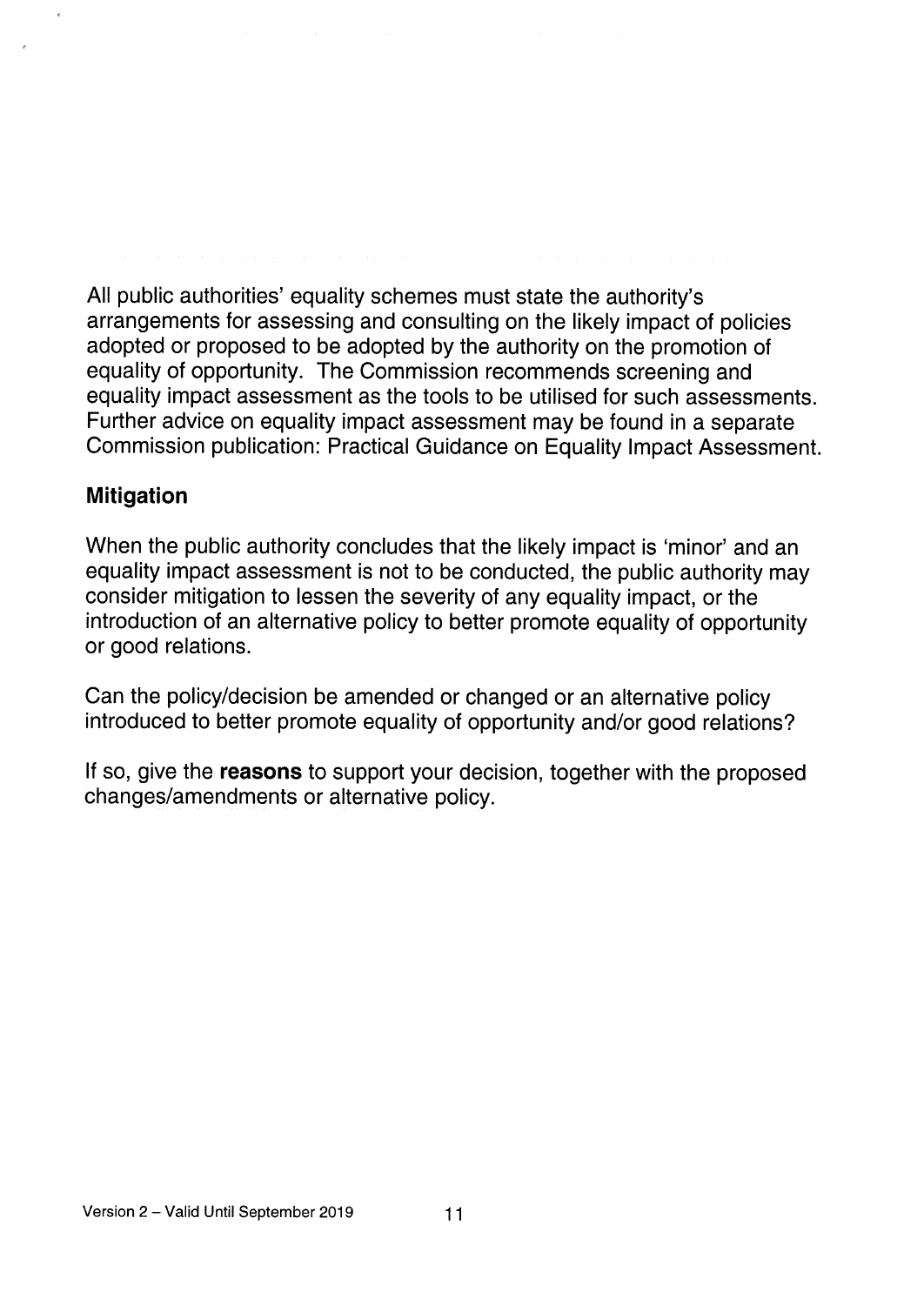All public authorities' equality schemes must state the authority's arrangements for assessing and consulting on the likely impact of policies adopted or proposed to be adopted by the authority on the promotion of equality of opportunity. The Commission recommends screening and equality impact assessment as the tools to be utilised for such assessments. Further advice on equality impact assessment may be found in a separate Commission publication: Practical Guidance on Equality Impact Assessment.

## Mitigation

When the public authority concludes that the likely impact is 'minor' and an equality impact assessment is not to be conducted, the public authority may consider mitigation to lessen the severity of any equality impact, or the introduction of an alternative policy to better promote equality of opportunity or good relations.

Can the policy/decision be amended or changed or an alternative policy introduced to better promote equality of opportunity and/or good relations?

If so, give the **reasons** to support your decision, together with the proposed changes/amendments or alternative policy.

Version 2 – Valid Until September 2019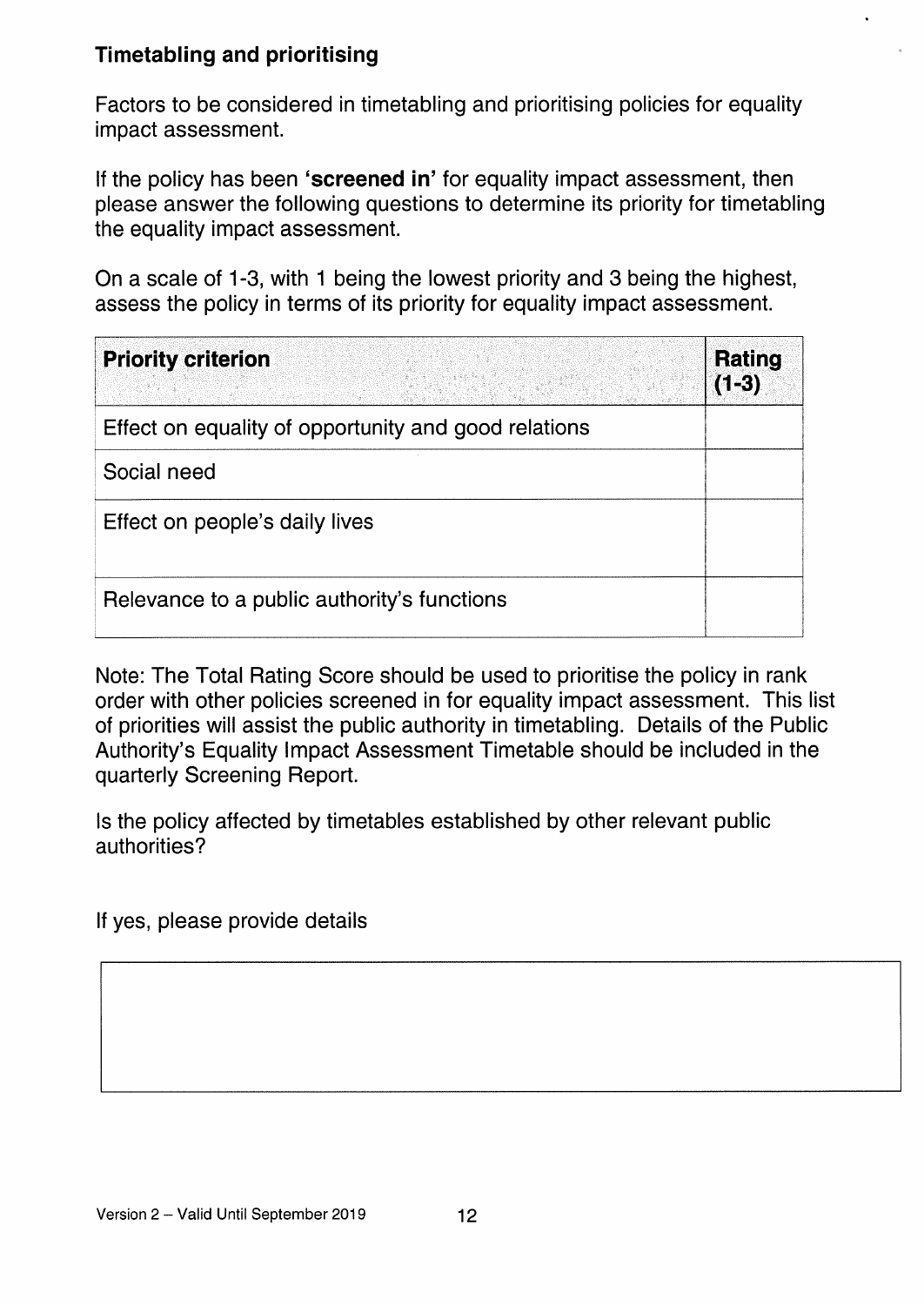### Timetabling and prioritising

Factors to be considered in timetabling and prioritising policies for equality impact assessment.

If the policy has been **'screened in'** for equality impact assessment, then please answer the following questions to determine its priority for timetabling the equality impact assessment.

On a scale of 1-3, with 1 being the lowest priority and 3 being the highest, assess the policy in terms of its priority for equality impact assessment.

| **Priority criterion** | **Rating (1-3)** |
|---|---|
| Effect on equality of opportunity and good relations | |
| Social need | |
| Effect on people's daily lives | |
| Relevance to a public authority's functions | |

Note: The Total Rating Score should be used to prioritise the policy in rank order with other policies screened in for equality impact assessment. This list of priorities will assist the public authority in timetabling. Details of the Public Authority's Equality Impact Assessment Timetable should be included in the quarterly Screening Report.

Is the policy affected by timetables established by other relevant public authorities?

If yes, please provide details

| |
|---|
| |

Version 2 – Valid Until September 2019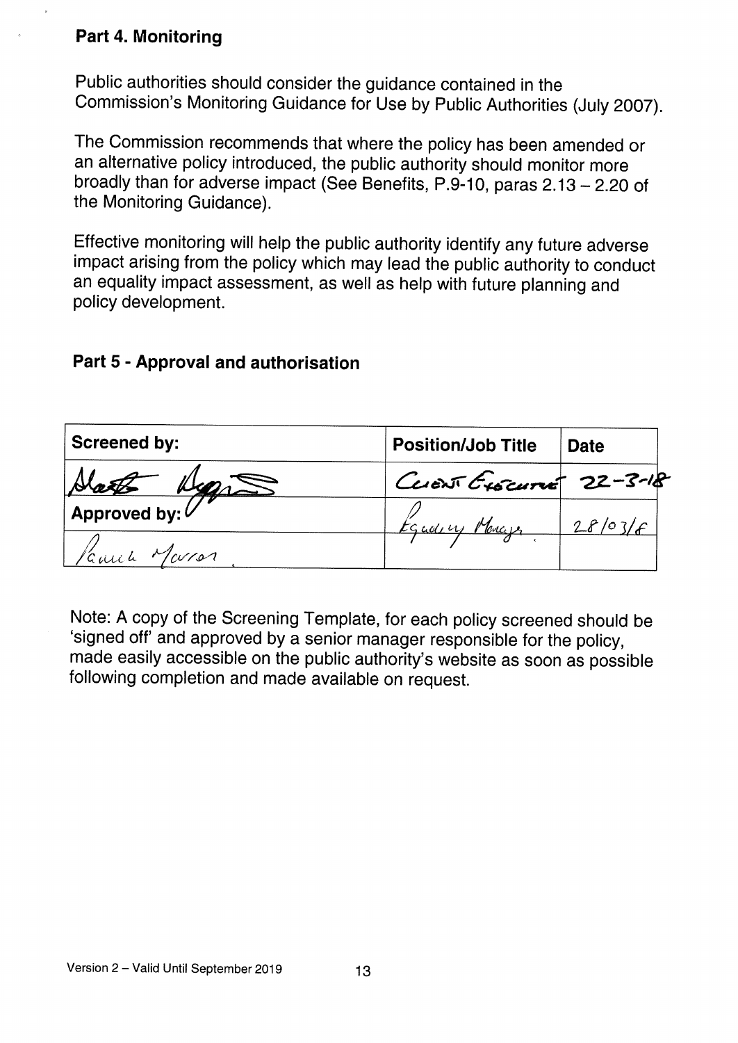## Part 4. Monitoring

Public authorities should consider the guidance contained in the Commission's Monitoring Guidance for Use by Public Authorities (July 2007).

The Commission recommends that where the policy has been amended or an alternative policy introduced, the public authority should monitor more broadly than for adverse impact (See Benefits, P.9-10, paras 2.13 – 2.20 of the Monitoring Guidance).

Effective monitoring will help the public authority identify any future adverse impact arising from the policy which may lead the public authority to conduct an equality impact assessment, as well as help with future planning and policy development.

## Part 5 - Approval and authorisation

| Screened by: | Position/Job Title | Date |
|---|---|---|
| Alastair Hughes | Chief Executive | 22-3-18 |
| Approved by: | Equality Manager | 28/03/18 |
| Pauric Marron | | |

Note: A copy of the Screening Template, for each policy screened should be 'signed off' and approved by a senior manager responsible for the policy, made easily accessible on the public authority's website as soon as possible following completion and made available on request.

Version 2 – Valid Until September 2019